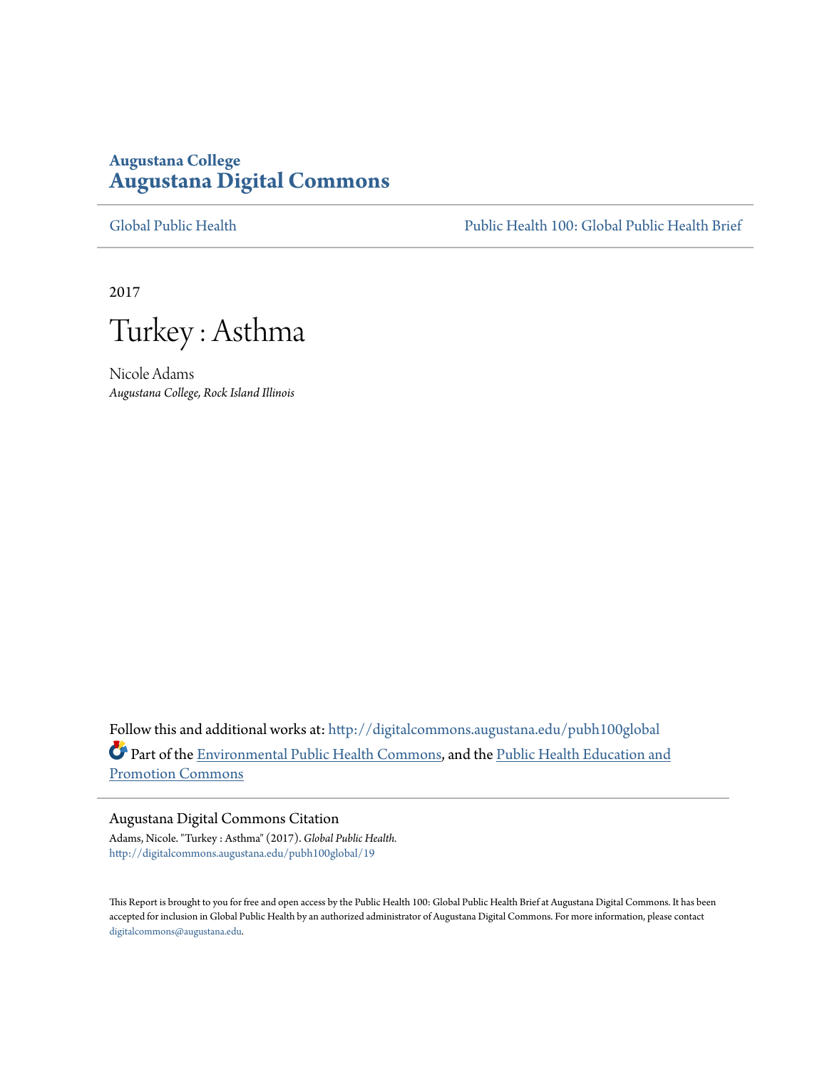Augustana College

**Augustana Digital Commons**

Global Public Health

Public Health 100: Global Public Health Brief

2017

# Turkey : Asthma

Nicole Adams

*Augustana College, Rock Island Illinois*

Follow this and additional works at: http://digitalcommons.augustana.edu/pubh100global

Part of the Environmental Public Health Commons, and the Public Health Education and Promotion Commons

## Augustana Digital Commons Citation

Adams, Nicole. "Turkey : Asthma" (2017). *Global Public Health.*
http://digitalcommons.augustana.edu/pubh100global/19

This Report is brought to you for free and open access by the Public Health 100: Global Public Health Brief at Augustana Digital Commons. It has been accepted for inclusion in Global Public Health by an authorized administrator of Augustana Digital Commons. For more information, please contact digitalcommons@augustana.edu.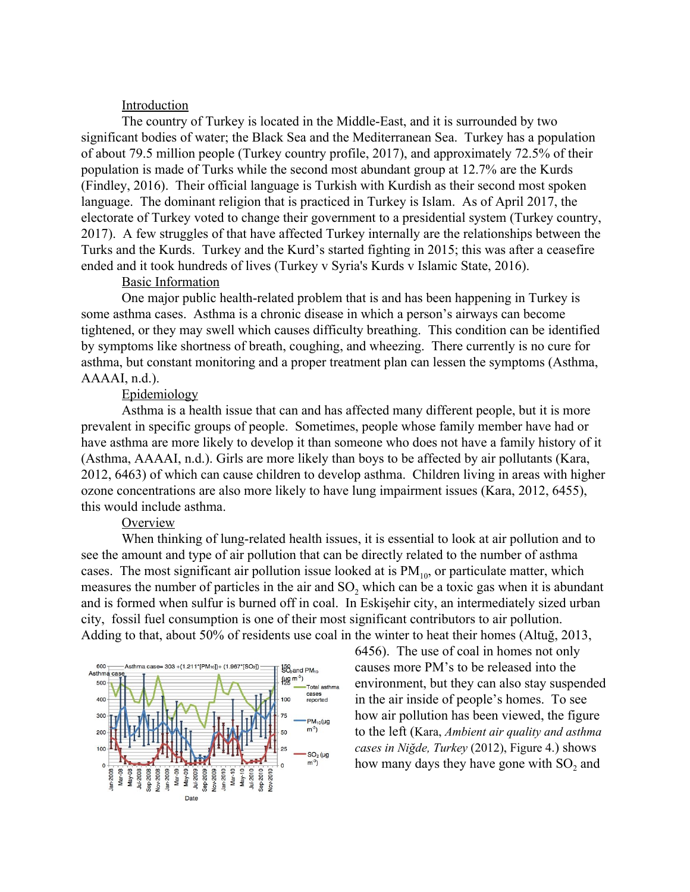## Introduction

The country of Turkey is located in the Middle-East, and it is surrounded by two significant bodies of water; the Black Sea and the Mediterranean Sea. Turkey has a population of about 79.5 million people (Turkey country profile, 2017), and approximately 72.5% of their population is made of Turks while the second most abundant group at 12.7% are the Kurds (Findley, 2016). Their official language is Turkish with Kurdish as their second most spoken language. The dominant religion that is practiced in Turkey is Islam. As of April 2017, the electorate of Turkey voted to change their government to a presidential system (Turkey country, 2017). A few struggles of that have affected Turkey internally are the relationships between the Turks and the Kurds. Turkey and the Kurd's started fighting in 2015; this was after a ceasefire ended and it took hundreds of lives (Turkey v Syria's Kurds v Islamic State, 2016).

## Basic Information

One major public health-related problem that is and has been happening in Turkey is some asthma cases. Asthma is a chronic disease in which a person's airways can become tightened, or they may swell which causes difficulty breathing. This condition can be identified by symptoms like shortness of breath, coughing, and wheezing. There currently is no cure for asthma, but constant monitoring and a proper treatment plan can lessen the symptoms (Asthma, AAAAI, n.d.).

## Epidemiology

Asthma is a health issue that can and has affected many different people, but it is more prevalent in specific groups of people. Sometimes, people whose family member have had or have asthma are more likely to develop it than someone who does not have a family history of it (Asthma, AAAAI, n.d.). Girls are more likely than boys to be affected by air pollutants (Kara, 2012, 6463) of which can cause children to develop asthma. Children living in areas with higher ozone concentrations are also more likely to have lung impairment issues (Kara, 2012, 6455), this would include asthma.

## Overview

When thinking of lung-related health issues, it is essential to look at air pollution and to see the amount and type of air pollution that can be directly related to the number of asthma cases. The most significant air pollution issue looked at is $PM_{10}$, or particulate matter, which measures the number of particles in the air and $SO_2$ which can be a toxic gas when it is abundant and is formed when sulfur is burned off in coal. In Eskişehir city, an intermediately sized urban city, fossil fuel consumption is one of their most significant contributors to air pollution. Adding to that, about 50% of residents use coal in the winter to heat their homes (Altuğ, 2013, 6456). The use of coal in homes not only causes more PM's to be released into the environment, but they can also stay suspended in the air inside of people's homes. To see how air pollution has been viewed, the figure to the left (Kara, *Ambient air quality and asthma cases in Niğde, Turkey* (2012), Figure 4.) shows how many days they have gone with $SO_2$ and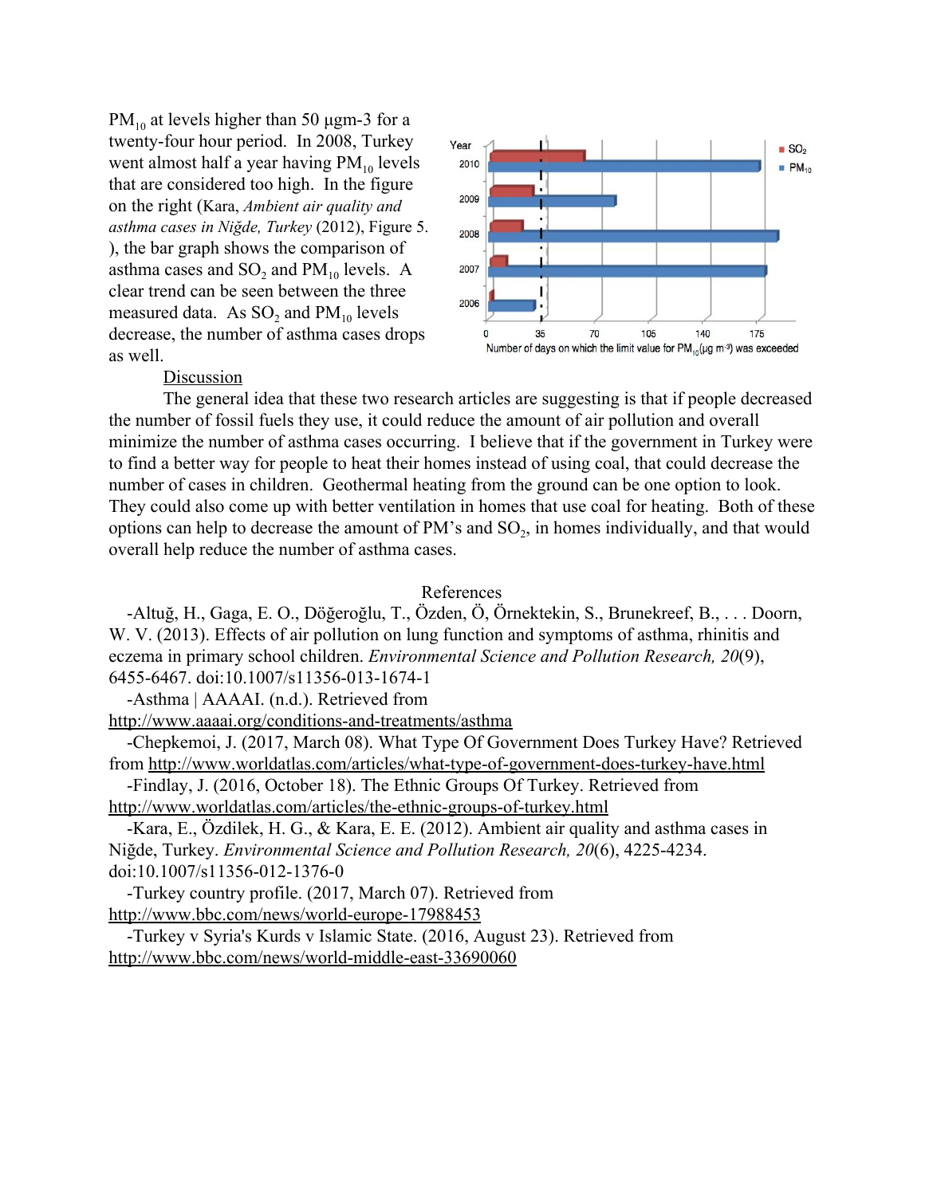$PM_{10}$ at levels higher than 50 µgm-3 for a twenty-four hour period. In 2008, Turkey went almost half a year having $PM_{10}$ levels that are considered too high. In the figure on the right (Kara, *Ambient air quality and asthma cases in Niğde, Turkey* (2012), Figure 5. ), the bar graph shows the comparison of asthma cases and $SO_2$ and $PM_{10}$ levels. A clear trend can be seen between the three measured data. As $SO_2$ and $PM_{10}$ levels decrease, the number of asthma cases drops as well.

Year

2010

2009

2008

2007

2006

0 35 70 105 140 175

Number of days on which the limit value for $PM_{10}$(µg m-3) was exceeded

$SO_2$

$PM_{10}$

## Discussion

The general idea that these two research articles are suggesting is that if people decreased the number of fossil fuels they use, it could reduce the amount of air pollution and overall minimize the number of asthma cases occurring. I believe that if the government in Turkey were to find a better way for people to heat their homes instead of using coal, that could decrease the number of cases in children. Geothermal heating from the ground can be one option to look. They could also come up with better ventilation in homes that use coal for heating. Both of these options can help to decrease the amount of PM's and $SO_2$, in homes individually, and that would overall help reduce the number of asthma cases.

## References

-Altuğ, H., Gaga, E. O., Döğeroğlu, T., Özden, Ö, Örnektekin, S., Brunekreef, B., . . . Doorn, W. V. (2013). Effects of air pollution on lung function and symptoms of asthma, rhinitis and eczema in primary school children. *Environmental Science and Pollution Research, 20*(9), 6455-6467. doi:10.1007/s11356-013-1674-1

-Asthma | AAAAI. (n.d.). Retrieved from http://www.aaaai.org/conditions-and-treatments/asthma

-Chepkemoi, J. (2017, March 08). What Type Of Government Does Turkey Have? Retrieved from http://www.worldatlas.com/articles/what-type-of-government-does-turkey-have.html

-Findlay, J. (2016, October 18). The Ethnic Groups Of Turkey. Retrieved from http://www.worldatlas.com/articles/the-ethnic-groups-of-turkey.html

-Kara, E., Özdilek, H. G., & Kara, E. E. (2012). Ambient air quality and asthma cases in Niğde, Turkey. *Environmental Science and Pollution Research, 20*(6), 4225-4234. doi:10.1007/s11356-012-1376-0

-Turkey country profile. (2017, March 07). Retrieved from http://www.bbc.com/news/world-europe-17988453

-Turkey v Syria's Kurds v Islamic State. (2016, August 23). Retrieved from http://www.bbc.com/news/world-middle-east-33690060